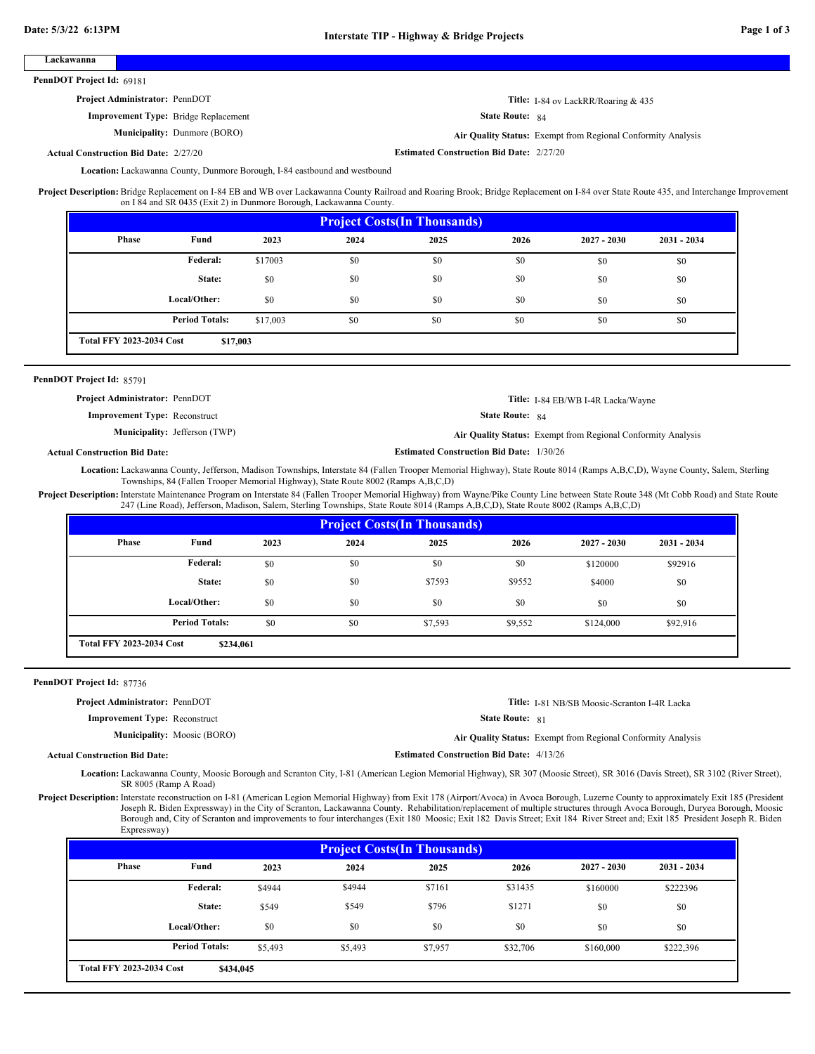# Interstate TIP - Highway & Bridge Projects

## Lackawanna

**PennDOT Project Id:** 69181

**Project Administrator:** PennDOT

**Title:** I-84 ov LackRR/Roaring & 435

**Improvement Type:** Bridge Replacement

**State Route:** 84

**Municipality:** Dunmore (BORO)

**Air Quality Status:** Exempt from Regional Conformity Analysis

**Actual Construction Bid Date:** 2/27/20

**Estimated Construction Bid Date:** 2/27/20

**Location:** Lackawanna County, Dunmore Borough, I-84 eastbound and westbound

**Project Description:** Bridge Replacement on I-84 EB and WB over Lackawanna County Railroad and Roaring Brook; Bridge Replacement on I-84 over State Route 435, and Interchange Improvement on I 84 and SR 0435 (Exit 2) in Dunmore Borough, Lackawanna County.

**Project Costs(In Thousands)**

| Phase | Fund | 2023 | 2024 | 2025 | 2026 | 2027 - 2030 | 2031 - 2034 |
|---|---|---|---|---|---|---|---|
| | Federal: | $17003 | $0 | $0 | $0 | $0 | $0 |
| | State: | $0 | $0 | $0 | $0 | $0 | $0 |
| | Local/Other: | $0 | $0 | $0 | $0 | $0 | $0 |
| | Period Totals: | $17,003 | $0 | $0 | $0 | $0 | $0 |

**Total FFY 2023-2034 Cost** $17,003

---

**PennDOT Project Id:** 85791

**Project Administrator:** PennDOT

**Title:** I-84 EB/WB I-4R Lacka/Wayne

**Improvement Type:** Reconstruct

**State Route:** 84

**Municipality:** Jefferson (TWP)

**Air Quality Status:** Exempt from Regional Conformity Analysis

**Actual Construction Bid Date:**

**Estimated Construction Bid Date:** 1/30/26

**Location:** Lackawanna County, Jefferson, Madison Townships, Interstate 84 (Fallen Trooper Memorial Highway), State Route 8014 (Ramps A,B,C,D), Wayne County, Salem, Sterling Townships, 84 (Fallen Trooper Memorial Highway), State Route 8002 (Ramps A,B,C,D)

**Project Description:** Interstate Maintenance Program on Interstate 84 (Fallen Trooper Memorial Highway) from Wayne/Pike County Line between State Route 348 (Mt Cobb Road) and State Route 247 (Line Road), Jefferson, Madison, Salem, Sterling Townships, State Route 8014 (Ramps A,B,C,D), State Route 8002 (Ramps A,B,C,D)

**Project Costs(In Thousands)**

| Phase | Fund | 2023 | 2024 | 2025 | 2026 | 2027 - 2030 | 2031 - 2034 |
|---|---|---|---|---|---|---|---|
| | Federal: | $0 | $0 | $0 | $0 | $120000 | $92916 |
| | State: | $0 | $0 | $7593 | $9552 | $4000 | $0 |
| | Local/Other: | $0 | $0 | $0 | $0 | $0 | $0 |
| | Period Totals: | $0 | $0 | $7,593 | $9,552 | $124,000 | $92,916 |

**Total FFY 2023-2034 Cost** $234,061

---

**PennDOT Project Id:** 87736

**Project Administrator:** PennDOT

**Title:** I-81 NB/SB Moosic-Scranton I-4R Lacka

**Improvement Type:** Reconstruct

**State Route:** 81

**Municipality:** Moosic (BORO)

**Air Quality Status:** Exempt from Regional Conformity Analysis

**Actual Construction Bid Date:**

**Estimated Construction Bid Date:** 4/13/26

**Location:** Lackawanna County, Moosic Borough and Scranton City, I-81 (American Legion Memorial Highway), SR 307 (Moosic Street), SR 3016 (Davis Street), SR 3102 (River Street), SR 8005 (Ramp A Road)

**Project Description:** Interstate reconstruction on I-81 (American Legion Memorial Highway) from Exit 178 (Airport/Avoca) in Avoca Borough, Luzerne County to approximately Exit 185 (President Joseph R. Biden Expressway) in the City of Scranton, Lackawanna County. Rehabilitation/replacement of multiple structures through Avoca Borough, Duryea Borough, Moosic Borough and, City of Scranton and improvements to four interchanges (Exit 180 Moosic; Exit 182 Davis Street; Exit 184 River Street and; Exit 185 President Joseph R. Biden Expressway)

**Project Costs(In Thousands)**

| Phase | Fund | 2023 | 2024 | 2025 | 2026 | 2027 - 2030 | 2031 - 2034 |
|---|---|---|---|---|---|---|---|
| | Federal: | $4944 | $4944 | $7161 | $31435 | $160000 | $222396 |
| | State: | $549 | $549 | $796 | $1271 | $0 | $0 |
| | Local/Other: | $0 | $0 | $0 | $0 | $0 | $0 |
| | Period Totals: | $5,493 | $5,493 | $7,957 | $32,706 | $160,000 | $222,396 |

**Total FFY 2023-2034 Cost** $434,045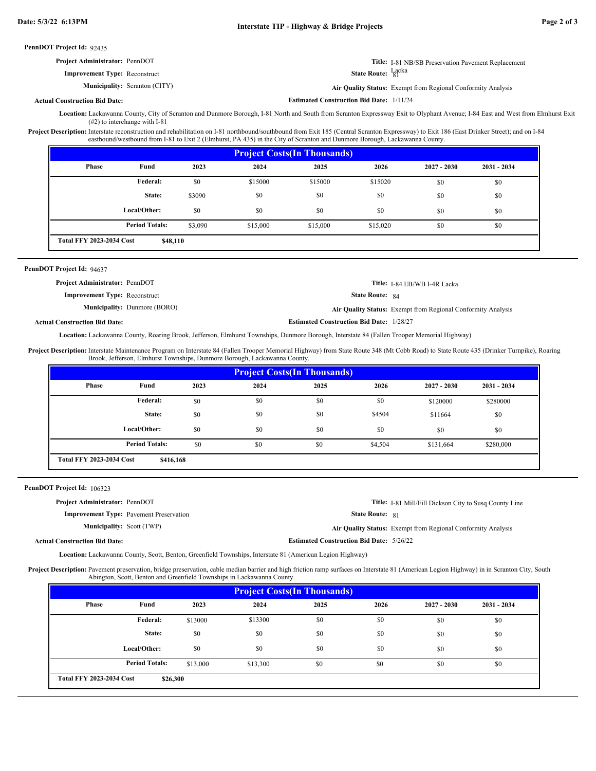**PennDOT Project Id:** 92435

**Project Administrator:** PennDOT

**Title:** I-81 NB/SB Preservation Pavement Replacement Lacka

**Improvement Type:** Reconstruct

**State Route:** 81

**Municipality:** Scranton (CITY)

**Air Quality Status:** Exempt from Regional Conformity Analysis

**Actual Construction Bid Date:**

**Estimated Construction Bid Date:** 1/11/24

**Location:** Lackawanna County, City of Scranton and Dunmore Borough, I-81 North and South from Scranton Expressway Exit to Olyphant Avenue; I-84 East and West from Elmhurst Exit (#2) to interchange with I-81

**Project Description:** Interstate reconstruction and rehabilitation on I-81 northbound/southbound from Exit 185 (Central Scranton Expressway) to Exit 186 (East Drinker Street); and on I-84 eastbound/westbound from I-81 to Exit 2 (Elmhurst, PA 435) in the City of Scranton and Dunmore Borough, Lackawanna County.

**Project Costs(In Thousands)**

| Phase | Fund | 2023 | 2024 | 2025 | 2026 | 2027 - 2030 | 2031 - 2034 |
|---|---|---|---|---|---|---|---|
| | Federal: | $0 | $15000 | $15000 | $15020 | $0 | $0 |
| | State: | $3090 | $0 | $0 | $0 | $0 | $0 |
| | Local/Other: | $0 | $0 | $0 | $0 | $0 | $0 |
| | Period Totals: | $3,090 | $15,000 | $15,000 | $15,020 | $0 | $0 |

**Total FFY 2023-2034 Cost** $48,110

---

**PennDOT Project Id:** 94637

**Project Administrator:** PennDOT

**Title:** I-84 EB/WB I-4R Lacka

**Improvement Type:** Reconstruct

**State Route:** 84

**Municipality:** Dunmore (BORO)

**Air Quality Status:** Exempt from Regional Conformity Analysis

**Actual Construction Bid Date:**

**Estimated Construction Bid Date:** 1/28/27

**Location:** Lackawanna County, Roaring Brook, Jefferson, Elmhurst Townships, Dunmore Borough, Interstate 84 (Fallen Trooper Memorial Highway)

**Project Description:** Interstate Maintenance Program on Interstate 84 (Fallen Trooper Memorial Highway) from State Route 348 (Mt Cobb Road) to State Route 435 (Drinker Turnpike), Roaring Brook, Jefferson, Elmhurst Townships, Dunmore Borough, Lackawanna County.

**Project Costs(In Thousands)**

| Phase | Fund | 2023 | 2024 | 2025 | 2026 | 2027 - 2030 | 2031 - 2034 |
|---|---|---|---|---|---|---|---|
| | Federal: | $0 | $0 | $0 | $0 | $120000 | $280000 |
| | State: | $0 | $0 | $0 | $4504 | $11664 | $0 |
| | Local/Other: | $0 | $0 | $0 | $0 | $0 | $0 |
| | Period Totals: | $0 | $0 | $0 | $4,504 | $131,664 | $280,000 |

**Total FFY 2023-2034 Cost** $416,168

---

**PennDOT Project Id:** 106323

**Project Administrator:** PennDOT

**Title:** I-81 Mill/Fill Dickson City to Susq County Line

**Improvement Type:** Pavement Preservation

**State Route:** 81

**Municipality:** Scott (TWP)

**Air Quality Status:** Exempt from Regional Conformity Analysis

**Actual Construction Bid Date:**

**Estimated Construction Bid Date:** 5/26/22

**Location:** Lackawanna County, Scott, Benton, Greenfield Townships, Interstate 81 (American Legion Highway)

**Project Description:** Pavement preservation, bridge preservation, cable median barrier and high friction ramp surfaces on Interstate 81 (American Legion Highway) in in Scranton City, South Abington, Scott, Benton and Greenfield Townships in Lackawanna County.

**Project Costs(In Thousands)**

| Phase | Fund | 2023 | 2024 | 2025 | 2026 | 2027 - 2030 | 2031 - 2034 |
|---|---|---|---|---|---|---|---|
| | Federal: | $13000 | $13300 | $0 | $0 | $0 | $0 |
| | State: | $0 | $0 | $0 | $0 | $0 | $0 |
| | Local/Other: | $0 | $0 | $0 | $0 | $0 | $0 |
| | Period Totals: | $13,000 | $13,300 | $0 | $0 | $0 | $0 |

**Total FFY 2023-2034 Cost** $26,300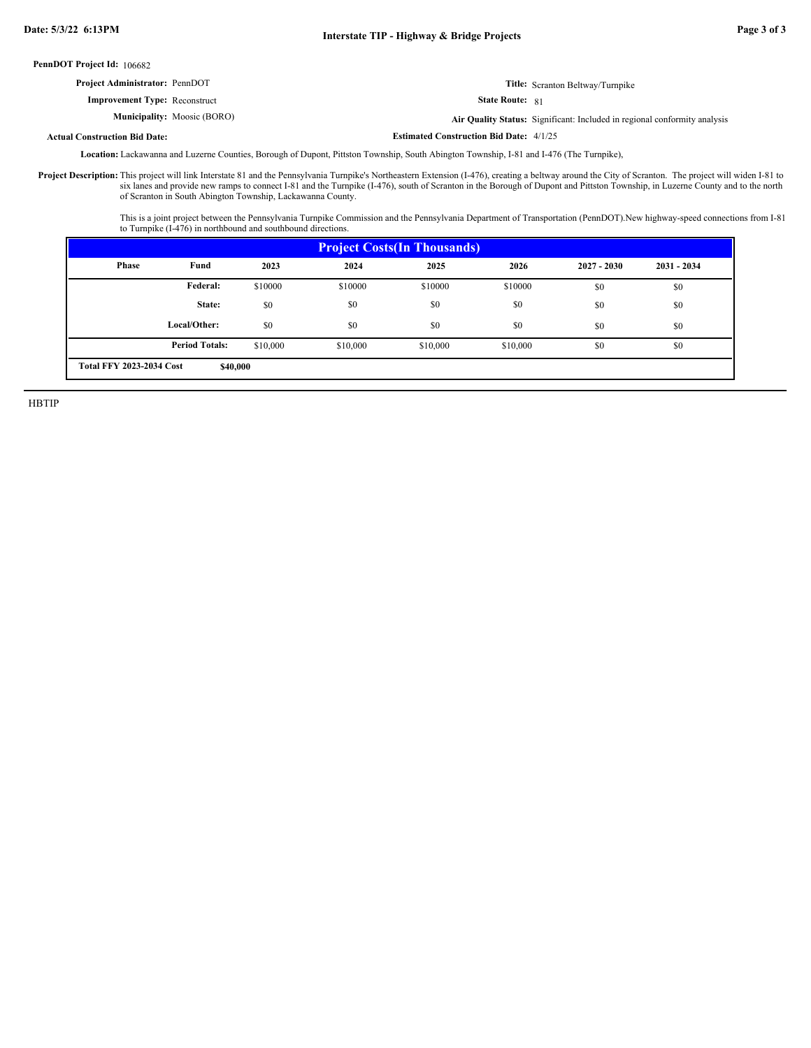**PennDOT Project Id:** 106682

**Project Administrator:** PennDOT

**Title:** Scranton Beltway/Turnpike

**Improvement Type:** Reconstruct

**State Route:** 81

**Municipality:** Moosic (BORO)

**Air Quality Status:** Significant: Included in regional conformity analysis

**Actual Construction Bid Date:**

**Estimated Construction Bid Date:** 4/1/25

**Location:** Lackawanna and Luzerne Counties, Borough of Dupont, Pittston Township, South Abington Township, I-81 and I-476 (The Turnpike),

**Project Description:** This project will link Interstate 81 and the Pennsylvania Turnpike's Northeastern Extension (I-476), creating a beltway around the City of Scranton. The project will widen I-81 to six lanes and provide new ramps to connect I-81 and the Turnpike (I-476), south of Scranton in the Borough of Dupont and Pittston Township, in Luzerne County and to the north of Scranton in South Abington Township, Lackawanna County.

This is a joint project between the Pennsylvania Turnpike Commission and the Pennsylvania Department of Transportation (PennDOT).New highway-speed connections from I-81 to Turnpike (I-476) in northbound and southbound directions.

**Project Costs(In Thousands)**

| Phase | Fund | 2023 | 2024 | 2025 | 2026 | 2027 - 2030 | 2031 - 2034 |
|---|---|---|---|---|---|---|---|
| | Federal: | $10000 | $10000 | $10000 | $10000 | $0 | $0 |
| | State: | $0 | $0 | $0 | $0 | $0 | $0 |
| | Local/Other: | $0 | $0 | $0 | $0 | $0 | $0 |
| | Period Totals: | $10,000 | $10,000 | $10,000 | $10,000 | $0 | $0 |

**Total FFY 2023-2034 Cost** $40,000

HBTIP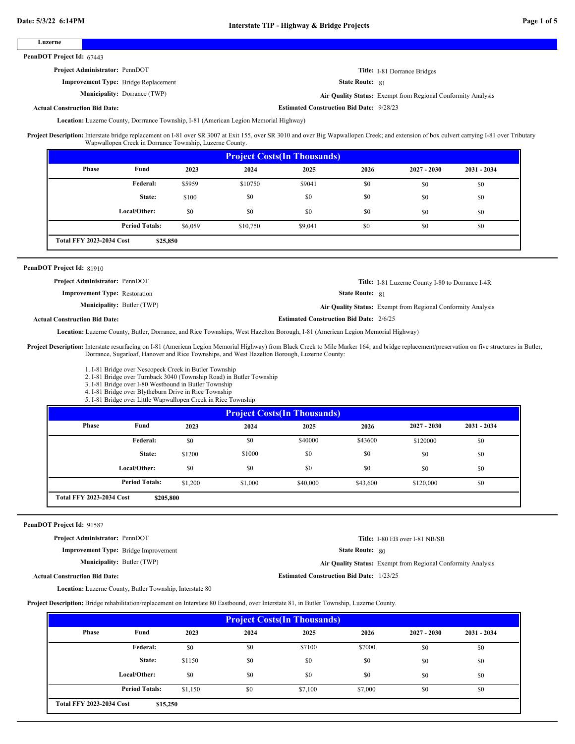## Luzerne

**PennDOT Project Id:** 67443

**Project Administrator:** PennDOT

**Title:** I-81 Dorrance Bridges

**Improvement Type:** Bridge Replacement

**State Route:** 81

**Municipality:** Dorrance (TWP)

**Air Quality Status:** Exempt from Regional Conformity Analysis

**Actual Construction Bid Date:**

**Estimated Construction Bid Date:** 9/28/23

**Location:** Luzerne County, Dorrrance Township, I-81 (American Legion Memorial Highway)

**Project Description:** Interstate bridge replacement on I-81 over SR 3007 at Exit 155, over SR 3010 and over Big Wapwallopen Creek; and extension of box culvert carrying I-81 over Tributary Wapwallopen Creek in Dorrance Township, Luzerne County.

**Project Costs(In Thousands)**

| Phase | Fund | 2023 | 2024 | 2025 | 2026 | 2027 - 2030 | 2031 - 2034 |
|---|---|---|---|---|---|---|---|
| | Federal: | $5959 | $10750 | $9041 | $0 | $0 | $0 |
| | State: | $100 | $0 | $0 | $0 | $0 | $0 |
| | Local/Other: | $0 | $0 | $0 | $0 | $0 | $0 |
| | Period Totals: | $6,059 | $10,750 | $9,041 | $0 | $0 | $0 |

**Total FFY 2023-2034 Cost** $25,850

---

**PennDOT Project Id:** 81910

**Project Administrator:** PennDOT

**Title:** I-81 Luzerne County I-80 to Dorrance I-4R

**Improvement Type:** Restoration

**State Route:** 81

**Municipality:** Butler (TWP)

**Air Quality Status:** Exempt from Regional Conformity Analysis

**Actual Construction Bid Date:**

**Estimated Construction Bid Date:** 2/6/25

**Location:** Luzerne County, Butler, Dorrance, and Rice Townships, West Hazelton Borough, I-81 (American Legion Memorial Highway)

**Project Description:** Interstate resurfacing on I-81 (American Legion Memorial Highway) from Black Creek to Mile Marker 164; and bridge replacement/preservation on five structures in Butler, Dorrance, Sugarloaf, Hanover and Rice Townships, and West Hazelton Borough, Luzerne County:

1. I-81 Bridge over Nescopeck Creek in Butler Township
2. I-81 Bridge over Turnback 3040 (Township Road) in Butler Township
3. I-81 Bridge over I-80 Westbound in Butler Township
4. I-81 Bridge over Blytheburn Drive in Rice Township
5. I-81 Bridge over Little Wapwallopen Creek in Rice Township

**Project Costs(In Thousands)**

| Phase | Fund | 2023 | 2024 | 2025 | 2026 | 2027 - 2030 | 2031 - 2034 |
|---|---|---|---|---|---|---|---|
| | Federal: | $0 | $0 | $40000 | $43600 | $120000 | $0 |
| | State: | $1200 | $1000 | $0 | $0 | $0 | $0 |
| | Local/Other: | $0 | $0 | $0 | $0 | $0 | $0 |
| | Period Totals: | $1,200 | $1,000 | $40,000 | $43,600 | $120,000 | $0 |

**Total FFY 2023-2034 Cost** $205,800

---

**PennDOT Project Id:** 91587

**Project Administrator:** PennDOT

**Title:** I-80 EB over I-81 NB/SB

**Improvement Type:** Bridge Improvement

**State Route:** 80

**Municipality:** Butler (TWP)

**Air Quality Status:** Exempt from Regional Conformity Analysis

**Actual Construction Bid Date:**

**Estimated Construction Bid Date:** 1/23/25

**Location:** Luzerne County, Butler Township, Interstate 80

**Project Description:** Bridge rehabilitation/replacement on Interstate 80 Eastbound, over Interstate 81, in Butler Township, Luzerne County.

**Project Costs(In Thousands)**

| Phase | Fund | 2023 | 2024 | 2025 | 2026 | 2027 - 2030 | 2031 - 2034 |
|---|---|---|---|---|---|---|---|
| | Federal: | $0 | $0 | $7100 | $7000 | $0 | $0 |
| | State: | $1150 | $0 | $0 | $0 | $0 | $0 |
| | Local/Other: | $0 | $0 | $0 | $0 | $0 | $0 |
| | Period Totals: | $1,150 | $0 | $7,100 | $7,000 | $0 | $0 |

**Total FFY 2023-2034 Cost** $15,250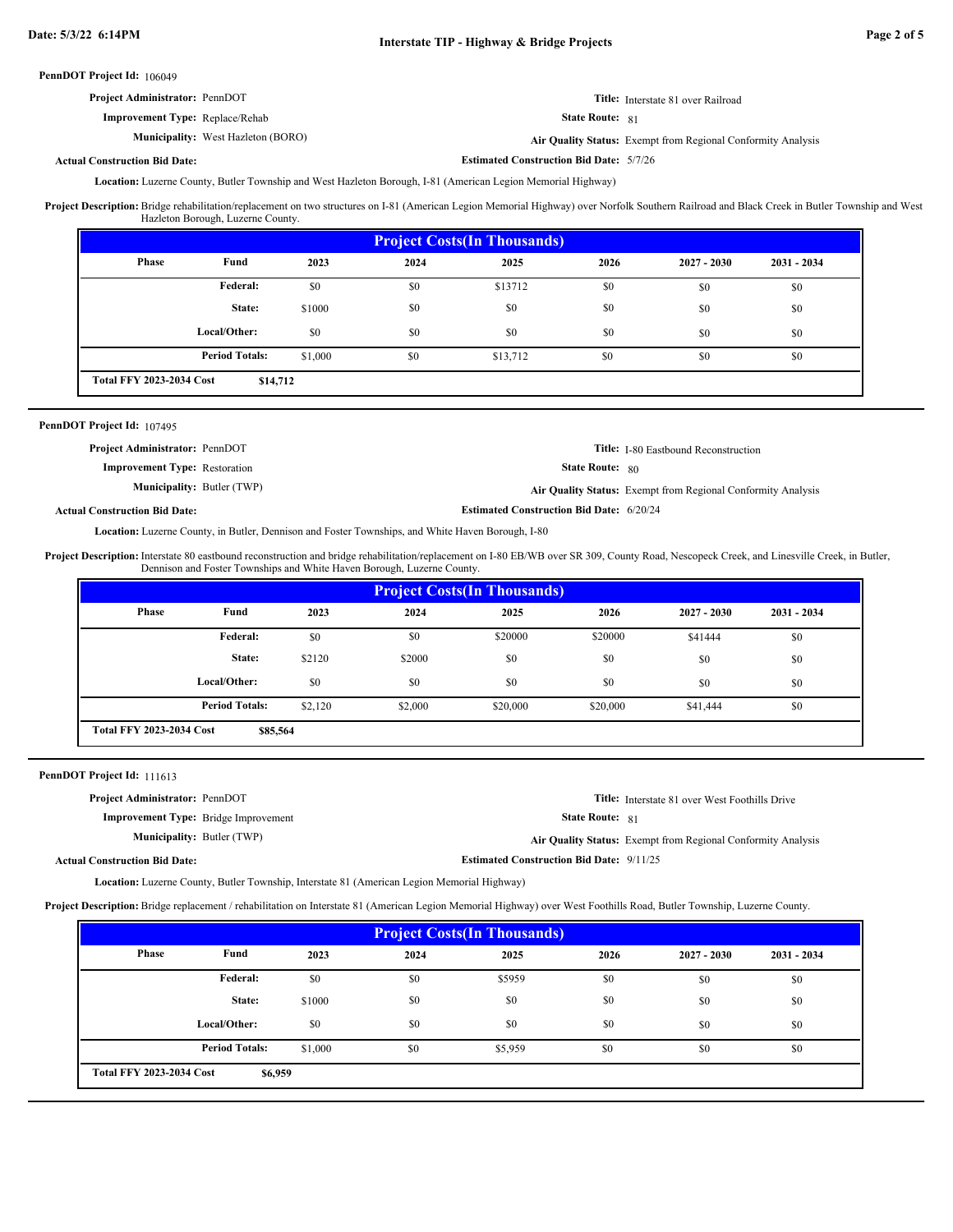**PennDOT Project Id:** 106049

**Project Administrator:** PennDOT

**Title:** Interstate 81 over Railroad

**Improvement Type:** Replace/Rehab

**State Route:** 81

**Municipality:** West Hazleton (BORO)

**Air Quality Status:** Exempt from Regional Conformity Analysis

**Actual Construction Bid Date:**

**Estimated Construction Bid Date:** 5/7/26

**Location:** Luzerne County, Butler Township and West Hazleton Borough, I-81 (American Legion Memorial Highway)

**Project Description:** Bridge rehabilitation/replacement on two structures on I-81 (American Legion Memorial Highway) over Norfolk Southern Railroad and Black Creek in Butler Township and West Hazleton Borough, Luzerne County.

| Project Costs(In Thousands) | | | | | | | |
|---|---|---|---|---|---|---|---|
| Phase | Fund | 2023 | 2024 | 2025 | 2026 | 2027 - 2030 | 2031 - 2034 |
| | Federal: | $0 | $0 | $13712 | $0 | $0 | $0 |
| | State: | $1000 | $0 | $0 | $0 | $0 | $0 |
| | Local/Other: | $0 | $0 | $0 | $0 | $0 | $0 |
| | Period Totals: | $1,000 | $0 | $13,712 | $0 | $0 | $0 |
| Total FFY 2023-2034 Cost | $14,712 | | | | | | |

---

**PennDOT Project Id:** 107495

**Project Administrator:** PennDOT

**Title:** I-80 Eastbound Reconstruction

**Improvement Type:** Restoration

**State Route:** 80

**Municipality:** Butler (TWP)

**Air Quality Status:** Exempt from Regional Conformity Analysis

**Actual Construction Bid Date:**

**Estimated Construction Bid Date:** 6/20/24

**Location:** Luzerne County, in Butler, Dennison and Foster Townships, and White Haven Borough, I-80

**Project Description:** Interstate 80 eastbound reconstruction and bridge rehabilitation/replacement on I-80 EB/WB over SR 309, County Road, Nescopeck Creek, and Linesville Creek, in Butler, Dennison and Foster Townships and White Haven Borough, Luzerne County.

| Project Costs(In Thousands) | | | | | | | |
|---|---|---|---|---|---|---|---|
| Phase | Fund | 2023 | 2024 | 2025 | 2026 | 2027 - 2030 | 2031 - 2034 |
| | Federal: | $0 | $0 | $20000 | $20000 | $41444 | $0 |
| | State: | $2120 | $2000 | $0 | $0 | $0 | $0 |
| | Local/Other: | $0 | $0 | $0 | $0 | $0 | $0 |
| | Period Totals: | $2,120 | $2,000 | $20,000 | $20,000 | $41,444 | $0 |
| Total FFY 2023-2034 Cost | $85,564 | | | | | | |

---

**PennDOT Project Id:** 111613

**Project Administrator:** PennDOT

**Title:** Interstate 81 over West Foothills Drive

**Improvement Type:** Bridge Improvement

**State Route:** 81

**Municipality:** Butler (TWP)

**Air Quality Status:** Exempt from Regional Conformity Analysis

**Actual Construction Bid Date:**

**Estimated Construction Bid Date:** 9/11/25

**Location:** Luzerne County, Butler Township, Interstate 81 (American Legion Memorial Highway)

**Project Description:** Bridge replacement / rehabilitation on Interstate 81 (American Legion Memorial Highway) over West Foothills Road, Butler Township, Luzerne County.

| Project Costs(In Thousands) | | | | | | | |
|---|---|---|---|---|---|---|---|
| Phase | Fund | 2023 | 2024 | 2025 | 2026 | 2027 - 2030 | 2031 - 2034 |
| | Federal: | $0 | $0 | $5959 | $0 | $0 | $0 |
| | State: | $1000 | $0 | $0 | $0 | $0 | $0 |
| | Local/Other: | $0 | $0 | $0 | $0 | $0 | $0 |
| | Period Totals: | $1,000 | $0 | $5,959 | $0 | $0 | $0 |
| Total FFY 2023-2034 Cost | $6,959 | | | | | | |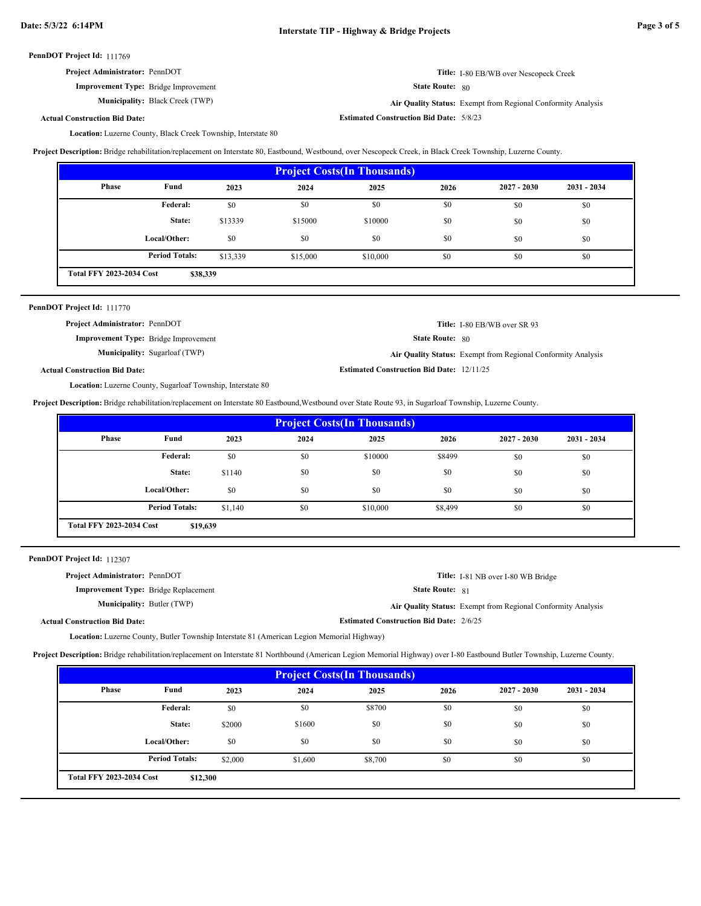**PennDOT Project Id:** 111769

**Project Administrator:** PennDOT

**Improvement Type:** Bridge Improvement

**Municipality:** Black Creek (TWP)

**Actual Construction Bid Date:**

**Title:** I-80 EB/WB over Nescopeck Creek

**State Route:** 80

**Air Quality Status:** Exempt from Regional Conformity Analysis

**Estimated Construction Bid Date:** 5/8/23

**Location:** Luzerne County, Black Creek Township, Interstate 80

**Project Description:** Bridge rehabilitation/replacement on Interstate 80, Eastbound, Westbound, over Nescopeck Creek, in Black Creek Township, Luzerne County.

| Project Costs(In Thousands) | | | | | | | |
|---|---|---|---|---|---|---|---|
| Phase | Fund | 2023 | 2024 | 2025 | 2026 | 2027 - 2030 | 2031 - 2034 |
| | Federal: | $0 | $0 | $0 | $0 | $0 | $0 |
| | State: | $13339 | $15000 | $10000 | $0 | $0 | $0 |
| | Local/Other: | $0 | $0 | $0 | $0 | $0 | $0 |
| | Period Totals: | $13,339 | $15,000 | $10,000 | $0 | $0 | $0 |
| Total FFY 2023-2034 Cost | | $38,339 | | | | | |

---

**PennDOT Project Id:** 111770

**Project Administrator:** PennDOT

**Improvement Type:** Bridge Improvement

**Municipality:** Sugarloaf (TWP)

**Actual Construction Bid Date:**

**Title:** I-80 EB/WB over SR 93

**State Route:** 80

**Air Quality Status:** Exempt from Regional Conformity Analysis

**Estimated Construction Bid Date:** 12/11/25

**Location:** Luzerne County, Sugarloaf Township, Interstate 80

**Project Description:** Bridge rehabilitation/replacement on Interstate 80 Eastbound,Westbound over State Route 93, in Sugarloaf Township, Luzerne County.

| Project Costs(In Thousands) | | | | | | | |
|---|---|---|---|---|---|---|---|
| Phase | Fund | 2023 | 2024 | 2025 | 2026 | 2027 - 2030 | 2031 - 2034 |
| | Federal: | $0 | $0 | $10000 | $8499 | $0 | $0 |
| | State: | $1140 | $0 | $0 | $0 | $0 | $0 |
| | Local/Other: | $0 | $0 | $0 | $0 | $0 | $0 |
| | Period Totals: | $1,140 | $0 | $10,000 | $8,499 | $0 | $0 |
| Total FFY 2023-2034 Cost | | $19,639 | | | | | |

---

**PennDOT Project Id:** 112307

**Project Administrator:** PennDOT

**Improvement Type:** Bridge Replacement

**Municipality:** Butler (TWP)

**Actual Construction Bid Date:**

**Title:** I-81 NB over I-80 WB Bridge

**State Route:** 81

**Air Quality Status:** Exempt from Regional Conformity Analysis

**Estimated Construction Bid Date:** 2/6/25

**Location:** Luzerne County, Butler Township Interstate 81 (American Legion Memorial Highway)

**Project Description:** Bridge rehabilitation/replacement on Interstate 81 Northbound (American Legion Memorial Highway) over I-80 Eastbound Butler Township, Luzerne County.

| Project Costs(In Thousands) | | | | | | | |
|---|---|---|---|---|---|---|---|
| Phase | Fund | 2023 | 2024 | 2025 | 2026 | 2027 - 2030 | 2031 - 2034 |
| | Federal: | $0 | $0 | $8700 | $0 | $0 | $0 |
| | State: | $2000 | $1600 | $0 | $0 | $0 | $0 |
| | Local/Other: | $0 | $0 | $0 | $0 | $0 | $0 |
| | Period Totals: | $2,000 | $1,600 | $8,700 | $0 | $0 | $0 |
| Total FFY 2023-2034 Cost | | $12,300 | | | | | |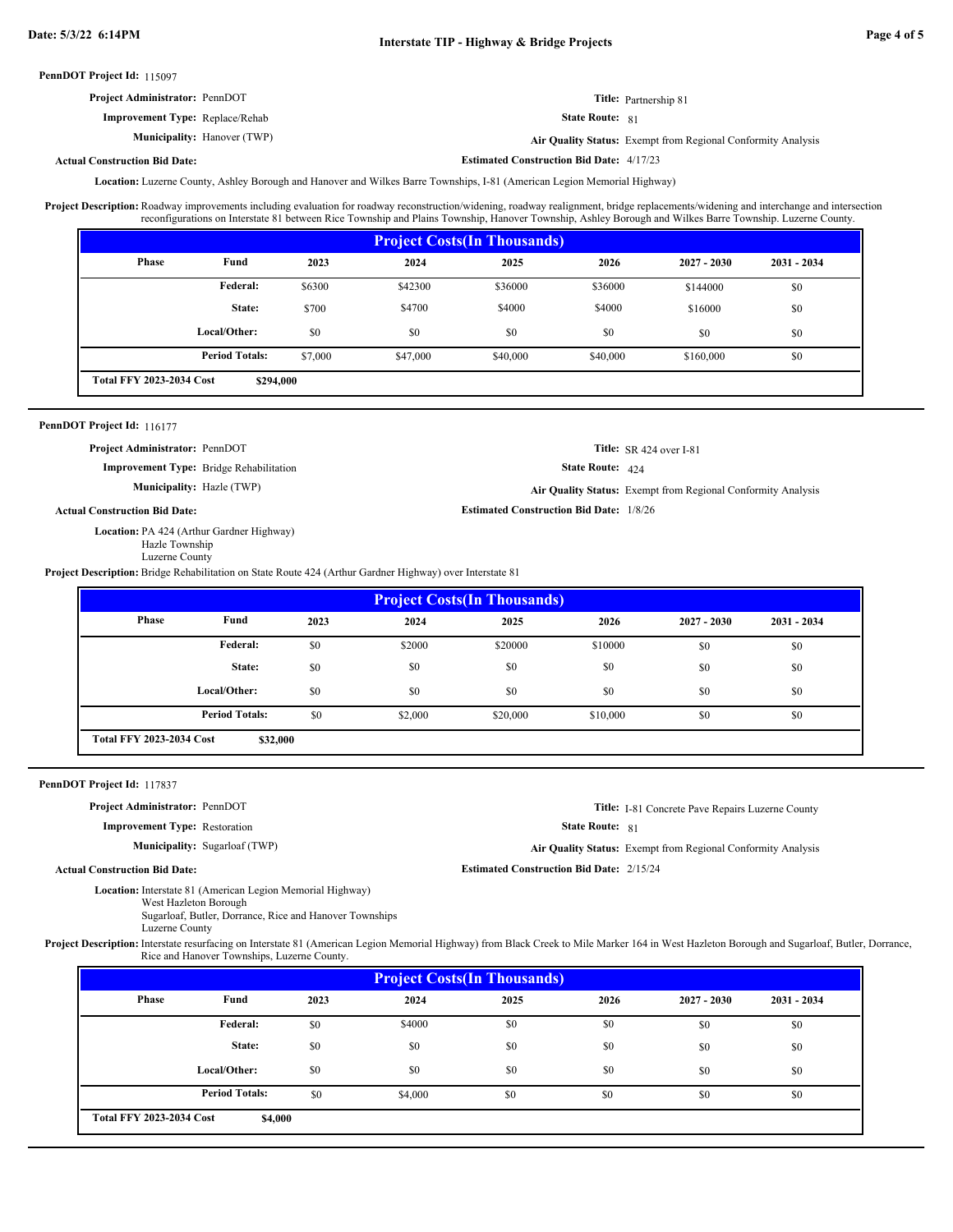**PennDOT Project Id:** 115097

**Project Administrator:** PennDOT

**Improvement Type:** Replace/Rehab

**Municipality:** Hanover (TWP)

**Actual Construction Bid Date:**

**Title:** Partnership 81

**State Route:** 81

**Air Quality Status:** Exempt from Regional Conformity Analysis

**Estimated Construction Bid Date:** 4/17/23

**Location:** Luzerne County, Ashley Borough and Hanover and Wilkes Barre Townships, I-81 (American Legion Memorial Highway)

**Project Description:** Roadway improvements including evaluation for roadway reconstruction/widening, roadway realignment, bridge replacements/widening and interchange and intersection reconfigurations on Interstate 81 between Rice Township and Plains Township, Hanover Township, Ashley Borough and Wilkes Barre Township. Luzerne County.

| Project Costs(In Thousands) | | | | | | | |
|---|---|---|---|---|---|---|---|
| Phase | Fund | 2023 | 2024 | 2025 | 2026 | 2027 - 2030 | 2031 - 2034 |
| | Federal: | $6300 | $42300 | $36000 | $36000 | $144000 | $0 |
| | State: | $700 | $4700 | $4000 | $4000 | $16000 | $0 |
| | Local/Other: | $0 | $0 | $0 | $0 | $0 | $0 |
| | Period Totals: | $7,000 | $47,000 | $40,000 | $40,000 | $160,000 | $0 |
| Total FFY 2023-2034 Cost | $294,000 | | | | | | |

---

**PennDOT Project Id:** 116177

**Project Administrator:** PennDOT

**Improvement Type:** Bridge Rehabilitation

**Municipality:** Hazle (TWP)

**Actual Construction Bid Date:**

**Title:** SR 424 over I-81

**State Route:** 424

**Air Quality Status:** Exempt from Regional Conformity Analysis

**Estimated Construction Bid Date:** 1/8/26

**Location:** PA 424 (Arthur Gardner Highway)
Hazle Township
Luzerne County

**Project Description:** Bridge Rehabilitation on State Route 424 (Arthur Gardner Highway) over Interstate 81

| Project Costs(In Thousands) | | | | | | | |
|---|---|---|---|---|---|---|---|
| Phase | Fund | 2023 | 2024 | 2025 | 2026 | 2027 - 2030 | 2031 - 2034 |
| | Federal: | $0 | $2000 | $20000 | $10000 | $0 | $0 |
| | State: | $0 | $0 | $0 | $0 | $0 | $0 |
| | Local/Other: | $0 | $0 | $0 | $0 | $0 | $0 |
| | Period Totals: | $0 | $2,000 | $20,000 | $10,000 | $0 | $0 |
| Total FFY 2023-2034 Cost | $32,000 | | | | | | |

---

**PennDOT Project Id:** 117837

**Project Administrator:** PennDOT

**Improvement Type:** Restoration

**Municipality:** Sugarloaf (TWP)

**Actual Construction Bid Date:**

**Title:** I-81 Concrete Pave Repairs Luzerne County

**State Route:** 81

**Air Quality Status:** Exempt from Regional Conformity Analysis

**Estimated Construction Bid Date:** 2/15/24

**Location:** Interstate 81 (American Legion Memorial Highway)
West Hazleton Borough
Sugarloaf, Butler, Dorrance, Rice and Hanover Townships
Luzerne County

**Project Description:** Interstate resurfacing on Interstate 81 (American Legion Memorial Highway) from Black Creek to Mile Marker 164 in West Hazleton Borough and Sugarloaf, Butler, Dorrance, Rice and Hanover Townships, Luzerne County.

| Project Costs(In Thousands) | | | | | | | |
|---|---|---|---|---|---|---|---|
| Phase | Fund | 2023 | 2024 | 2025 | 2026 | 2027 - 2030 | 2031 - 2034 |
| | Federal: | $0 | $4000 | $0 | $0 | $0 | $0 |
| | State: | $0 | $0 | $0 | $0 | $0 | $0 |
| | Local/Other: | $0 | $0 | $0 | $0 | $0 | $0 |
| | Period Totals: | $0 | $4,000 | $0 | $0 | $0 | $0 |
| Total FFY 2023-2034 Cost | $4,000 | | | | | | |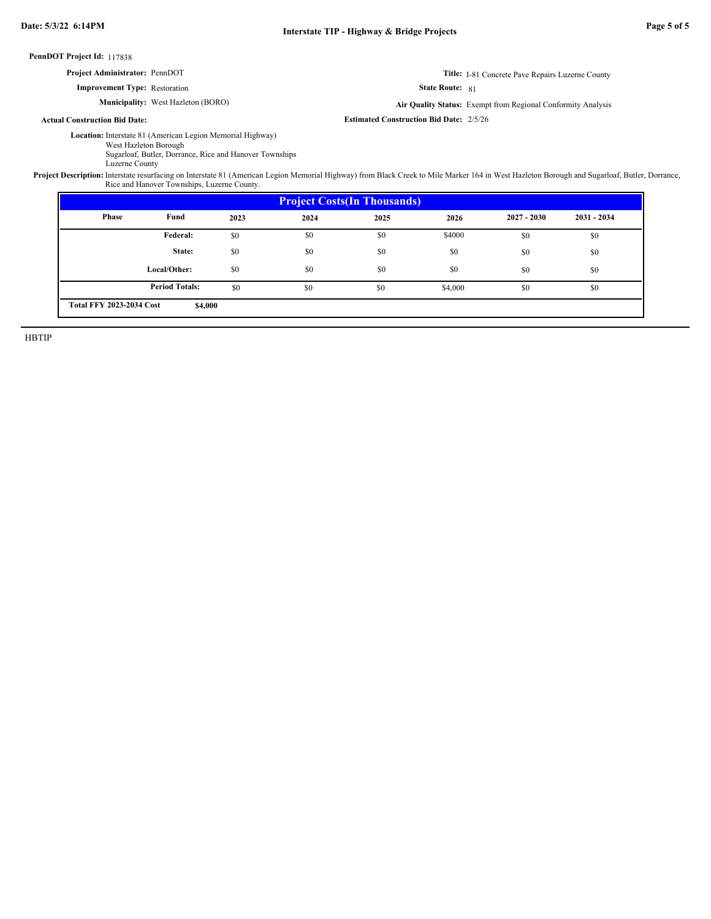**PennDOT Project Id:** 117838

**Project Administrator:** PennDOT

**Title:** I-81 Concrete Pave Repairs Luzerne County

**Improvement Type:** Restoration

**State Route:** 81

**Municipality:** West Hazleton (BORO)

**Air Quality Status:** Exempt from Regional Conformity Analysis

**Actual Construction Bid Date:**

**Estimated Construction Bid Date:** 2/5/26

**Location:** Interstate 81 (American Legion Memorial Highway)
West Hazleton Borough
Sugarloaf, Butler, Dorrance, Rice and Hanover Townships
Luzerne County

**Project Description:** Interstate resurfacing on Interstate 81 (American Legion Memorial Highway) from Black Creek to Mile Marker 164 in West Hazleton Borough and Sugarloaf, Butler, Dorrance, Rice and Hanover Townships, Luzerne County.

**Project Costs(In Thousands)**

| Phase | Fund | 2023 | 2024 | 2025 | 2026 | 2027 - 2030 | 2031 - 2034 |
|---|---|---|---|---|---|---|---|
| | Federal: | $0 | $0 | $0 | $4000 | $0 | $0 |
| | State: | $0 | $0 | $0 | $0 | $0 | $0 |
| | Local/Other: | $0 | $0 | $0 | $0 | $0 | $0 |
| | Period Totals: | $0 | $0 | $0 | $4,000 | $0 | $0 |

**Total FFY 2023-2034 Cost** **$4,000**

HBTIP